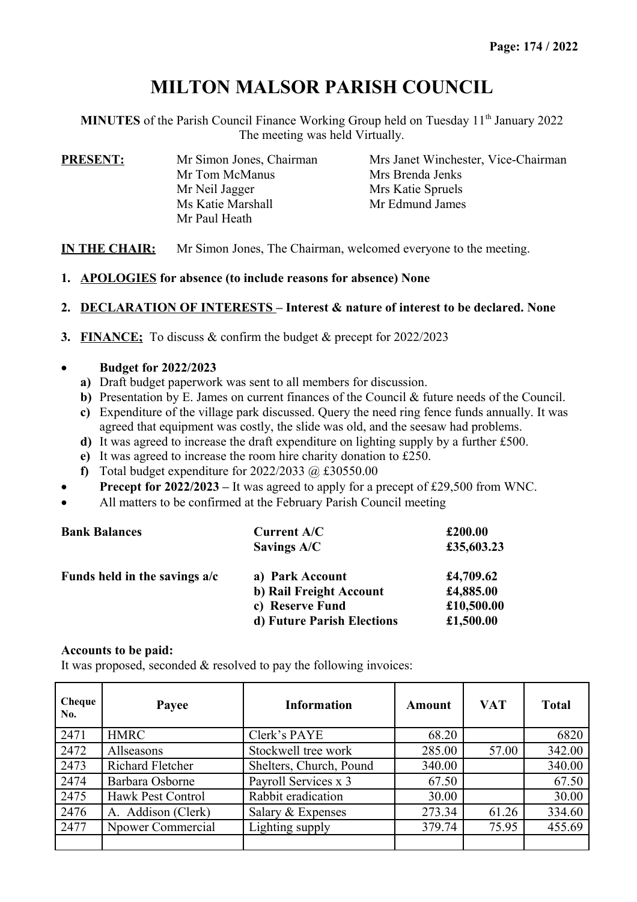# MILTON MALSOR PARISH COUNCIL

**MINUTES** of the Parish Council Finance Working Group held on Tuesday 11th January 2022
The meeting was held Virtually.

**PRESENT:**

Mr Simon Jones, Chairman
Mrs Janet Winchester, Vice-Chairman
Mr Tom McManus
Mrs Brenda Jenks
Mr Neil Jagger
Mrs Katie Spruels
Ms Katie Marshall
Mr Edmund James
Mr Paul Heath

**IN THE CHAIR:** Mr Simon Jones, The Chairman, welcomed everyone to the meeting.

1. **APOLOGIES for absence (to include reasons for absence) None**
2. **DECLARATION OF INTERESTS – Interest & nature of interest to be declared. None**
3. **FINANCE;** To discuss & confirm the budget & precept for 2022/2023

- **Budget for 2022/2023**
  - **a)** Draft budget paperwork was sent to all members for discussion.
  - **b)** Presentation by E. James on current finances of the Council & future needs of the Council.
  - **c)** Expenditure of the village park discussed. Query the need ring fence funds annually. It was agreed that equipment was costly, the slide was old, and the seesaw had problems.
  - **d)** It was agreed to increase the draft expenditure on lighting supply by a further £500.
  - **e)** It was agreed to increase the room hire charity donation to £250.
  - **f)** Total budget expenditure for 2022/2033 @ £30550.00
- **Precept for 2022/2023 –** It was agreed to apply for a precept of £29,500 from WNC.
- All matters to be confirmed at the February Parish Council meeting

| | | |
|---|---|---|
| **Bank Balances** | **Current A/C** | **£200.00** |
| | **Savings A/C** | **£35,603.23** |
| **Funds held in the savings a/c** | **a) Park Account** | **£4,709.62** |
| | **b) Rail Freight Account** | **£4,885.00** |
| | **c) Reserve Fund** | **£10,500.00** |
| | **d) Future Parish Elections** | **£1,500.00** |

**Accounts to be paid:**
It was proposed, seconded & resolved to pay the following invoices:

| Cheque No. | Payee | Information | Amount | VAT | Total |
|---|---|---|---|---|---|
| 2471 | HMRC | Clerk's PAYE | 68.20 | | 6820 |
| 2472 | Allseasons | Stockwell tree work | 285.00 | 57.00 | 342.00 |
| 2473 | Richard Fletcher | Shelters, Church, Pound | 340.00 | | 340.00 |
| 2474 | Barbara Osborne | Payroll Services x 3 | 67.50 | | 67.50 |
| 2475 | Hawk Pest Control | Rabbit eradication | 30.00 | | 30.00 |
| 2476 | A. Addison (Clerk) | Salary & Expenses | 273.34 | 61.26 | 334.60 |
| 2477 | Npower Commercial | Lighting supply | 379.74 | 75.95 | 455.69 |
| | | | | | |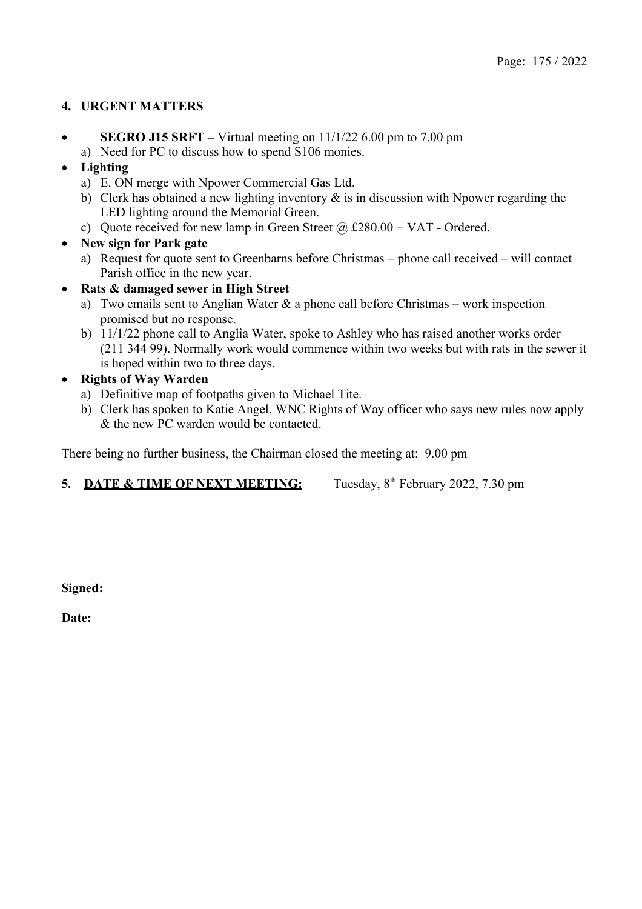## 4. URGENT MATTERS

- **SEGRO J15 SRFT –** Virtual meeting on 11/1/22 6.00 pm to 7.00 pm
  a) Need for PC to discuss how to spend S106 monies.
- **Lighting**
  a) E. ON merge with Npower Commercial Gas Ltd.
  b) Clerk has obtained a new lighting inventory & is in discussion with Npower regarding the LED lighting around the Memorial Green.
  c) Quote received for new lamp in Green Street @ £280.00 + VAT - Ordered.
- **New sign for Park gate**
  a) Request for quote sent to Greenbarns before Christmas – phone call received – will contact Parish office in the new year.
- **Rats & damaged sewer in High Street**
  a) Two emails sent to Anglian Water & a phone call before Christmas – work inspection promised but no response.
  b) 11/1/22 phone call to Anglia Water, spoke to Ashley who has raised another works order (211 344 99). Normally work would commence within two weeks but with rats in the sewer it is hoped within two to three days.
- **Rights of Way Warden**
  a) Definitive map of footpaths given to Michael Tite.
  b) Clerk has spoken to Katie Angel, WNC Rights of Way officer who says new rules now apply & the new PC warden would be contacted.

There being no further business, the Chairman closed the meeting at: 9.00 pm

## 5. DATE & TIME OF NEXT MEETING: Tuesday, 8th February 2022, 7.30 pm

**Signed:**

**Date:**